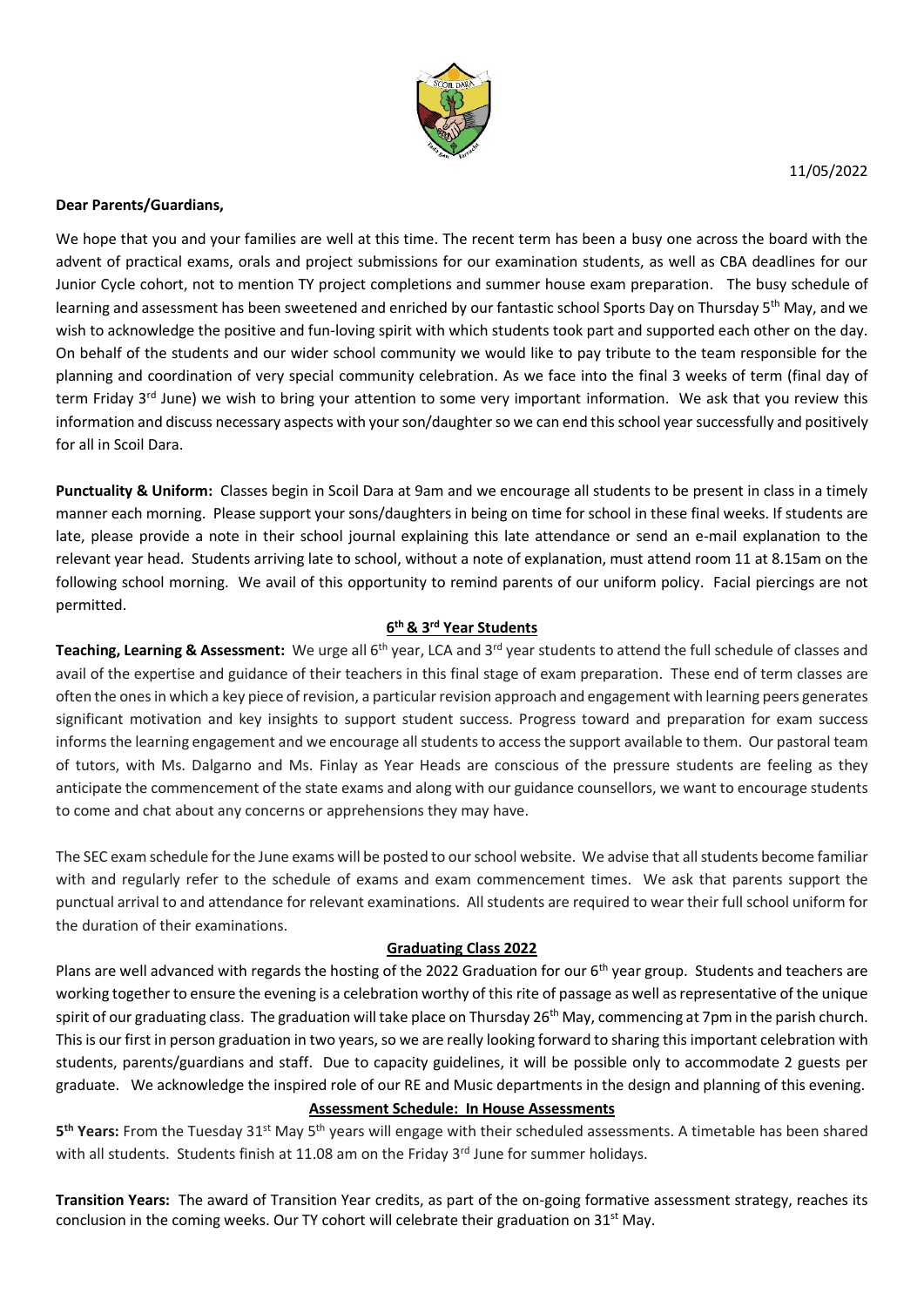11/05/2022

**Dear Parents/Guardians,**

We hope that you and your families are well at this time. The recent term has been a busy one across the board with the advent of practical exams, orals and project submissions for our examination students, as well as CBA deadlines for our Junior Cycle cohort, not to mention TY project completions and summer house exam preparation. The busy schedule of learning and assessment has been sweetened and enriched by our fantastic school Sports Day on Thursday 5th May, and we wish to acknowledge the positive and fun-loving spirit with which students took part and supported each other on the day. On behalf of the students and our wider school community we would like to pay tribute to the team responsible for the planning and coordination of very special community celebration. As we face into the final 3 weeks of term (final day of term Friday 3rd June) we wish to bring your attention to some very important information. We ask that you review this information and discuss necessary aspects with your son/daughter so we can end this school year successfully and positively for all in Scoil Dara.

**Punctuality & Uniform:** Classes begin in Scoil Dara at 9am and we encourage all students to be present in class in a timely manner each morning. Please support your sons/daughters in being on time for school in these final weeks. If students are late, please provide a note in their school journal explaining this late attendance or send an e-mail explanation to the relevant year head. Students arriving late to school, without a note of explanation, must attend room 11 at 8.15am on the following school morning. We avail of this opportunity to remind parents of our uniform policy. Facial piercings are not permitted.

## 6th & 3rd Year Students

**Teaching, Learning & Assessment:** We urge all 6th year, LCA and 3rd year students to attend the full schedule of classes and avail of the expertise and guidance of their teachers in this final stage of exam preparation. These end of term classes are often the ones in which a key piece of revision, a particular revision approach and engagement with learning peers generates significant motivation and key insights to support student success. Progress toward and preparation for exam success informs the learning engagement and we encourage all students to access the support available to them. Our pastoral team of tutors, with Ms. Dalgarno and Ms. Finlay as Year Heads are conscious of the pressure students are feeling as they anticipate the commencement of the state exams and along with our guidance counsellors, we want to encourage students to come and chat about any concerns or apprehensions they may have.

The SEC exam schedule for the June exams will be posted to our school website. We advise that all students become familiar with and regularly refer to the schedule of exams and exam commencement times. We ask that parents support the punctual arrival to and attendance for relevant examinations. All students are required to wear their full school uniform for the duration of their examinations.

## Graduating Class 2022

Plans are well advanced with regards the hosting of the 2022 Graduation for our 6th year group. Students and teachers are working together to ensure the evening is a celebration worthy of this rite of passage as well as representative of the unique spirit of our graduating class. The graduation will take place on Thursday 26th May, commencing at 7pm in the parish church. This is our first in person graduation in two years, so we are really looking forward to sharing this important celebration with students, parents/guardians and staff. Due to capacity guidelines, it will be possible only to accommodate 2 guests per graduate. We acknowledge the inspired role of our RE and Music departments in the design and planning of this evening.

## Assessment Schedule: In House Assessments

**5th Years:** From the Tuesday 31st May 5th years will engage with their scheduled assessments. A timetable has been shared with all students. Students finish at 11.08 am on the Friday 3rd June for summer holidays.

**Transition Years:** The award of Transition Year credits, as part of the on-going formative assessment strategy, reaches its conclusion in the coming weeks. Our TY cohort will celebrate their graduation on 31st May.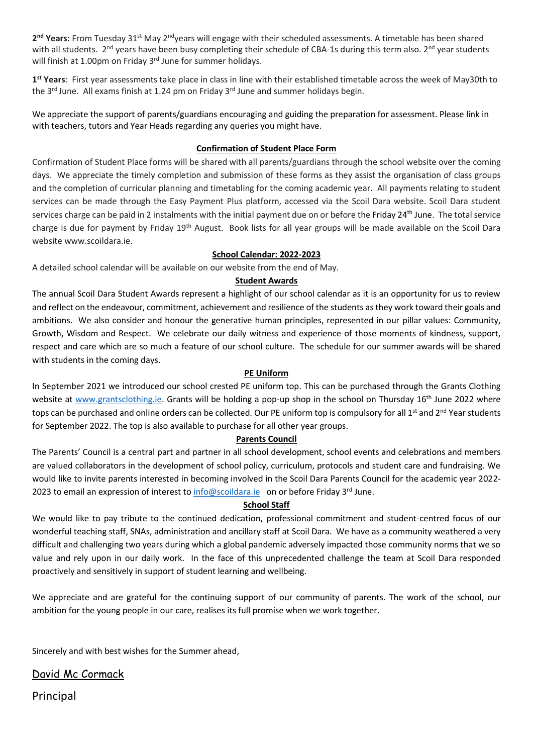**2nd Years:** From Tuesday 31st May 2nd years will engage with their scheduled assessments. A timetable has been shared with all students. 2nd years have been busy completing their schedule of CBA-1s during this term also. 2nd year students will finish at 1.00pm on Friday 3rd June for summer holidays.

**1st Years**: First year assessments take place in class in line with their established timetable across the week of May30th to the 3rd June. All exams finish at 1.24 pm on Friday 3rd June and summer holidays begin.

We appreciate the support of parents/guardians encouraging and guiding the preparation for assessment. Please link in with teachers, tutors and Year Heads regarding any queries you might have.

**Confirmation of Student Place Form**

Confirmation of Student Place forms will be shared with all parents/guardians through the school website over the coming days. We appreciate the timely completion and submission of these forms as they assist the organisation of class groups and the completion of curricular planning and timetabling for the coming academic year. All payments relating to student services can be made through the Easy Payment Plus platform, accessed via the Scoil Dara website. Scoil Dara student services charge can be paid in 2 instalments with the initial payment due on or before the Friday 24th June. The total service charge is due for payment by Friday 19th August. Book lists for all year groups will be made available on the Scoil Dara website www.scoildara.ie.

**School Calendar: 2022-2023**

A detailed school calendar will be available on our website from the end of May.

**Student Awards**

The annual Scoil Dara Student Awards represent a highlight of our school calendar as it is an opportunity for us to review and reflect on the endeavour, commitment, achievement and resilience of the students as they work toward their goals and ambitions. We also consider and honour the generative human principles, represented in our pillar values: Community, Growth, Wisdom and Respect. We celebrate our daily witness and experience of those moments of kindness, support, respect and care which are so much a feature of our school culture. The schedule for our summer awards will be shared with students in the coming days.

**PE Uniform**

In September 2021 we introduced our school crested PE uniform top. This can be purchased through the Grants Clothing website at www.grantsclothing.ie. Grants will be holding a pop-up shop in the school on Thursday 16th June 2022 where tops can be purchased and online orders can be collected. Our PE uniform top is compulsory for all 1st and 2nd Year students for September 2022. The top is also available to purchase for all other year groups.

**Parents Council**

The Parents' Council is a central part and partner in all school development, school events and celebrations and members are valued collaborators in the development of school policy, curriculum, protocols and student care and fundraising. We would like to invite parents interested in becoming involved in the Scoil Dara Parents Council for the academic year 2022-2023 to email an expression of interest to info@scoildara.ie on or before Friday 3rd June.

**School Staff**

We would like to pay tribute to the continued dedication, professional commitment and student-centred focus of our wonderful teaching staff, SNAs, administration and ancillary staff at Scoil Dara. We have as a community weathered a very difficult and challenging two years during which a global pandemic adversely impacted those community norms that we so value and rely upon in our daily work. In the face of this unprecedented challenge the team at Scoil Dara responded proactively and sensitively in support of student learning and wellbeing.

We appreciate and are grateful for the continuing support of our community of parents. The work of the school, our ambition for the young people in our care, realises its full promise when we work together.

Sincerely and with best wishes for the Summer ahead,

David Mc Cormack

Principal